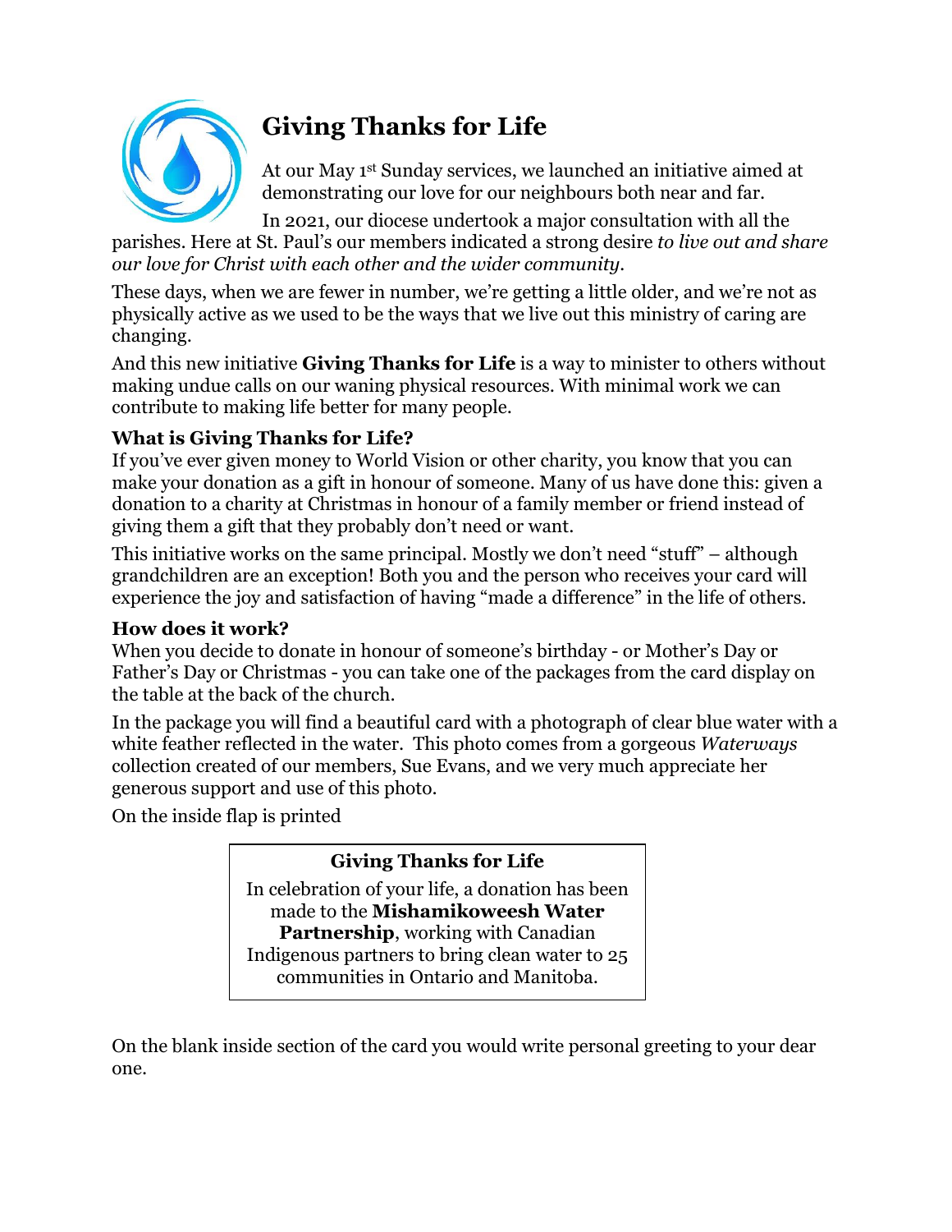# Giving Thanks for Life

At our May 1st Sunday services, we launched an initiative aimed at demonstrating our love for our neighbours both near and far.

In 2021, our diocese undertook a major consultation with all the parishes. Here at St. Paul's our members indicated a strong desire *to live out and share our love for Christ with each other and the wider community.*

These days, when we are fewer in number, we're getting a little older, and we're not as physically active as we used to be the ways that we live out this ministry of caring are changing.

And this new initiative **Giving Thanks for Life** is a way to minister to others without making undue calls on our waning physical resources. With minimal work we can contribute to making life better for many people.

### What is Giving Thanks for Life?

If you've ever given money to World Vision or other charity, you know that you can make your donation as a gift in honour of someone. Many of us have done this: given a donation to a charity at Christmas in honour of a family member or friend instead of giving them a gift that they probably don't need or want.

This initiative works on the same principal. Mostly we don't need "stuff" – although grandchildren are an exception! Both you and the person who receives your card will experience the joy and satisfaction of having "made a difference" in the life of others.

### How does it work?

When you decide to donate in honour of someone's birthday - or Mother's Day or Father's Day or Christmas - you can take one of the packages from the card display on the table at the back of the church.

In the package you will find a beautiful card with a photograph of clear blue water with a white feather reflected in the water. This photo comes from a gorgeous *Waterways* collection created of our members, Sue Evans, and we very much appreciate her generous support and use of this photo.

On the inside flap is printed

> **Giving Thanks for Life**
>
> In celebration of your life, a donation has been made to the **Mishamikoweesh Water Partnership**, working with Canadian Indigenous partners to bring clean water to 25 communities in Ontario and Manitoba.

On the blank inside section of the card you would write personal greeting to your dear one.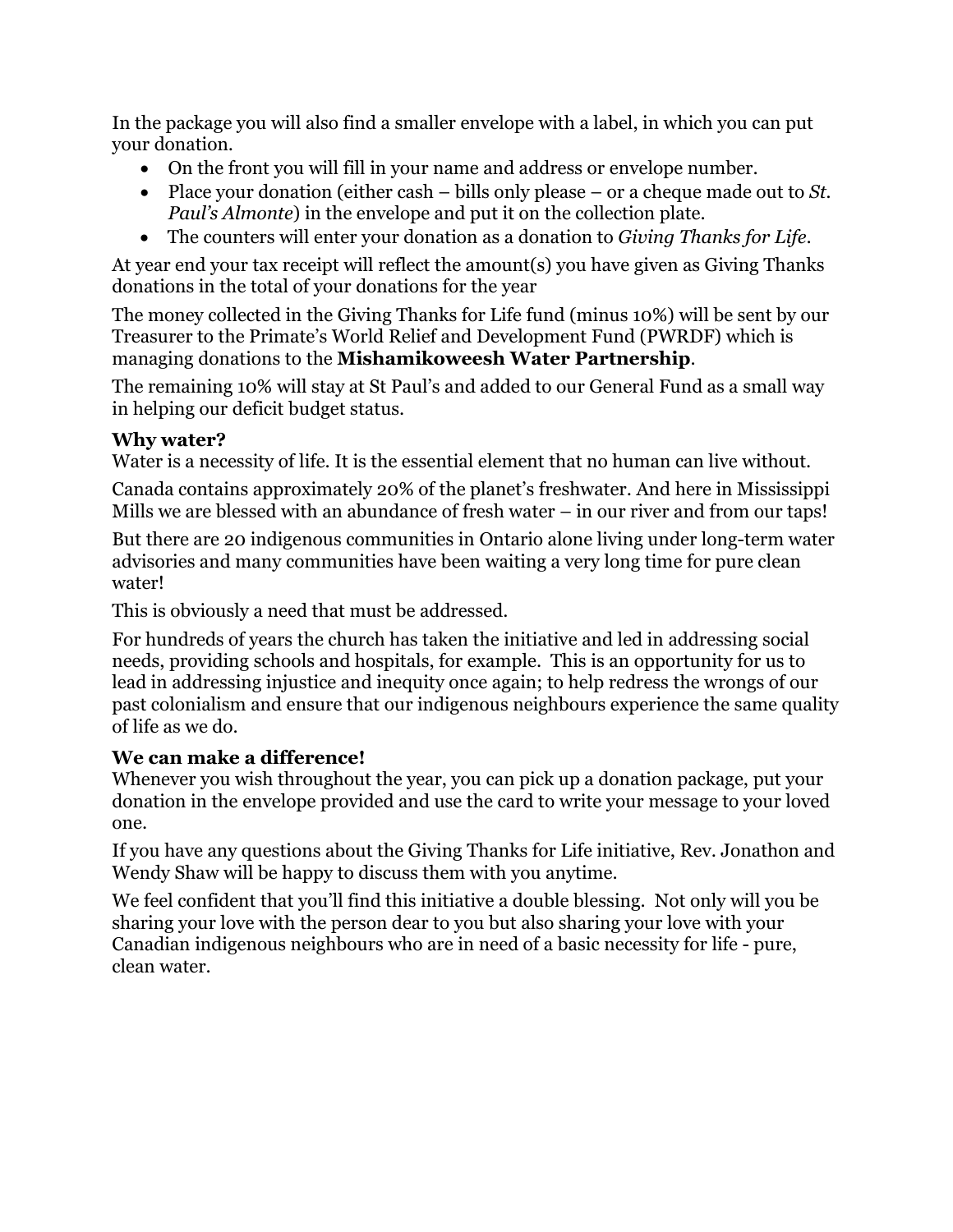In the package you will also find a smaller envelope with a label, in which you can put your donation.

- On the front you will fill in your name and address or envelope number.
- Place your donation (either cash – bills only please – or a cheque made out to *St. Paul's Almonte*) in the envelope and put it on the collection plate.
- The counters will enter your donation as a donation to *Giving Thanks for Life*.

At year end your tax receipt will reflect the amount(s) you have given as Giving Thanks donations in the total of your donations for the year

The money collected in the Giving Thanks for Life fund (minus 10%) will be sent by our Treasurer to the Primate's World Relief and Development Fund (PWRDF) which is managing donations to the **Mishamikoweesh Water Partnership**.

The remaining 10% will stay at St Paul's and added to our General Fund as a small way in helping our deficit budget status.

**Why water?**

Water is a necessity of life. It is the essential element that no human can live without.

Canada contains approximately 20% of the planet's freshwater. And here in Mississippi Mills we are blessed with an abundance of fresh water – in our river and from our taps!

But there are 20 indigenous communities in Ontario alone living under long-term water advisories and many communities have been waiting a very long time for pure clean water!

This is obviously a need that must be addressed.

For hundreds of years the church has taken the initiative and led in addressing social needs, providing schools and hospitals, for example. This is an opportunity for us to lead in addressing injustice and inequity once again; to help redress the wrongs of our past colonialism and ensure that our indigenous neighbours experience the same quality of life as we do.

**We can make a difference!**

Whenever you wish throughout the year, you can pick up a donation package, put your donation in the envelope provided and use the card to write your message to your loved one.

If you have any questions about the Giving Thanks for Life initiative, Rev. Jonathon and Wendy Shaw will be happy to discuss them with you anytime.

We feel confident that you'll find this initiative a double blessing. Not only will you be sharing your love with the person dear to you but also sharing your love with your Canadian indigenous neighbours who are in need of a basic necessity for life - pure, clean water.